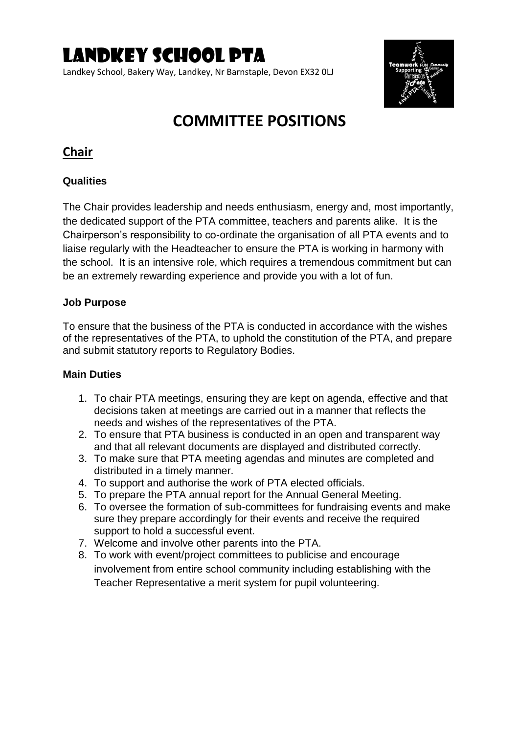# Landkey School PTA

Landkey School, Bakery Way, Landkey, Nr Barnstaple, Devon EX32 0LJ

# COMMITTEE POSITIONS

## Chair

### Qualities

The Chair provides leadership and needs enthusiasm, energy and, most importantly, the dedicated support of the PTA committee, teachers and parents alike. It is the Chairperson's responsibility to co-ordinate the organisation of all PTA events and to liaise regularly with the Headteacher to ensure the PTA is working in harmony with the school. It is an intensive role, which requires a tremendous commitment but can be an extremely rewarding experience and provide you with a lot of fun.

### Job Purpose

To ensure that the business of the PTA is conducted in accordance with the wishes of the representatives of the PTA, to uphold the constitution of the PTA, and prepare and submit statutory reports to Regulatory Bodies.

### Main Duties

1. To chair PTA meetings, ensuring they are kept on agenda, effective and that decisions taken at meetings are carried out in a manner that reflects the needs and wishes of the representatives of the PTA.
2. To ensure that PTA business is conducted in an open and transparent way and that all relevant documents are displayed and distributed correctly.
3. To make sure that PTA meeting agendas and minutes are completed and distributed in a timely manner.
4. To support and authorise the work of PTA elected officials.
5. To prepare the PTA annual report for the Annual General Meeting.
6. To oversee the formation of sub-committees for fundraising events and make sure they prepare accordingly for their events and receive the required support to hold a successful event.
7. Welcome and involve other parents into the PTA.
8. To work with event/project committees to publicise and encourage involvement from entire school community including establishing with the Teacher Representative a merit system for pupil volunteering.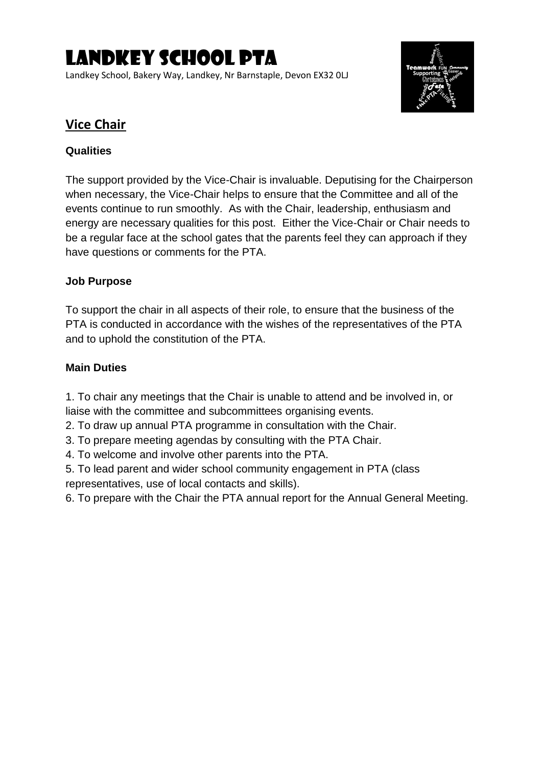# Landkey School PTA

Landkey School, Bakery Way, Landkey, Nr Barnstaple, Devon EX32 0LJ

## Vice Chair

**Qualities**

The support provided by the Vice-Chair is invaluable. Deputising for the Chairperson when necessary, the Vice-Chair helps to ensure that the Committee and all of the events continue to run smoothly. As with the Chair, leadership, enthusiasm and energy are necessary qualities for this post. Either the Vice-Chair or Chair needs to be a regular face at the school gates that the parents feel they can approach if they have questions or comments for the PTA.

**Job Purpose**

To support the chair in all aspects of their role, to ensure that the business of the PTA is conducted in accordance with the wishes of the representatives of the PTA and to uphold the constitution of the PTA.

**Main Duties**

1. To chair any meetings that the Chair is unable to attend and be involved in, or liaise with the committee and subcommittees organising events.
2. To draw up annual PTA programme in consultation with the Chair.
3. To prepare meeting agendas by consulting with the PTA Chair.
4. To welcome and involve other parents into the PTA.
5. To lead parent and wider school community engagement in PTA (class representatives, use of local contacts and skills).
6. To prepare with the Chair the PTA annual report for the Annual General Meeting.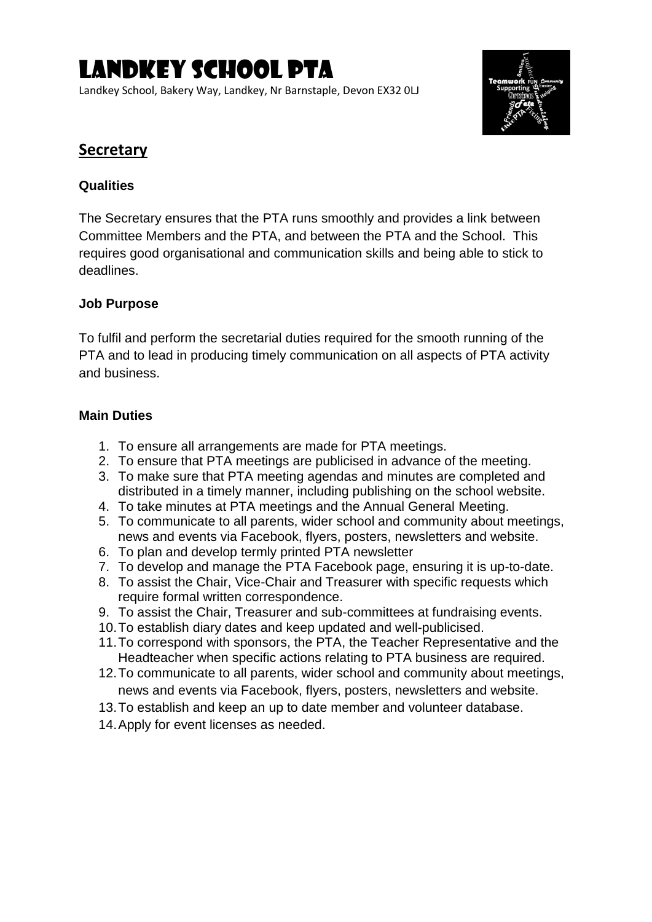# Landkey School PTA

Landkey School, Bakery Way, Landkey, Nr Barnstaple, Devon EX32 0LJ

## Secretary

### Qualities

The Secretary ensures that the PTA runs smoothly and provides a link between Committee Members and the PTA, and between the PTA and the School. This requires good organisational and communication skills and being able to stick to deadlines.

### Job Purpose

To fulfil and perform the secretarial duties required for the smooth running of the PTA and to lead in producing timely communication on all aspects of PTA activity and business.

### Main Duties

1. To ensure all arrangements are made for PTA meetings.
2. To ensure that PTA meetings are publicised in advance of the meeting.
3. To make sure that PTA meeting agendas and minutes are completed and distributed in a timely manner, including publishing on the school website.
4. To take minutes at PTA meetings and the Annual General Meeting.
5. To communicate to all parents, wider school and community about meetings, news and events via Facebook, flyers, posters, newsletters and website.
6. To plan and develop termly printed PTA newsletter
7. To develop and manage the PTA Facebook page, ensuring it is up-to-date.
8. To assist the Chair, Vice-Chair and Treasurer with specific requests which require formal written correspondence.
9. To assist the Chair, Treasurer and sub-committees at fundraising events.
10. To establish diary dates and keep updated and well-publicised.
11. To correspond with sponsors, the PTA, the Teacher Representative and the Headteacher when specific actions relating to PTA business are required.
12. To communicate to all parents, wider school and community about meetings, news and events via Facebook, flyers, posters, newsletters and website.
13. To establish and keep an up to date member and volunteer database.
14. Apply for event licenses as needed.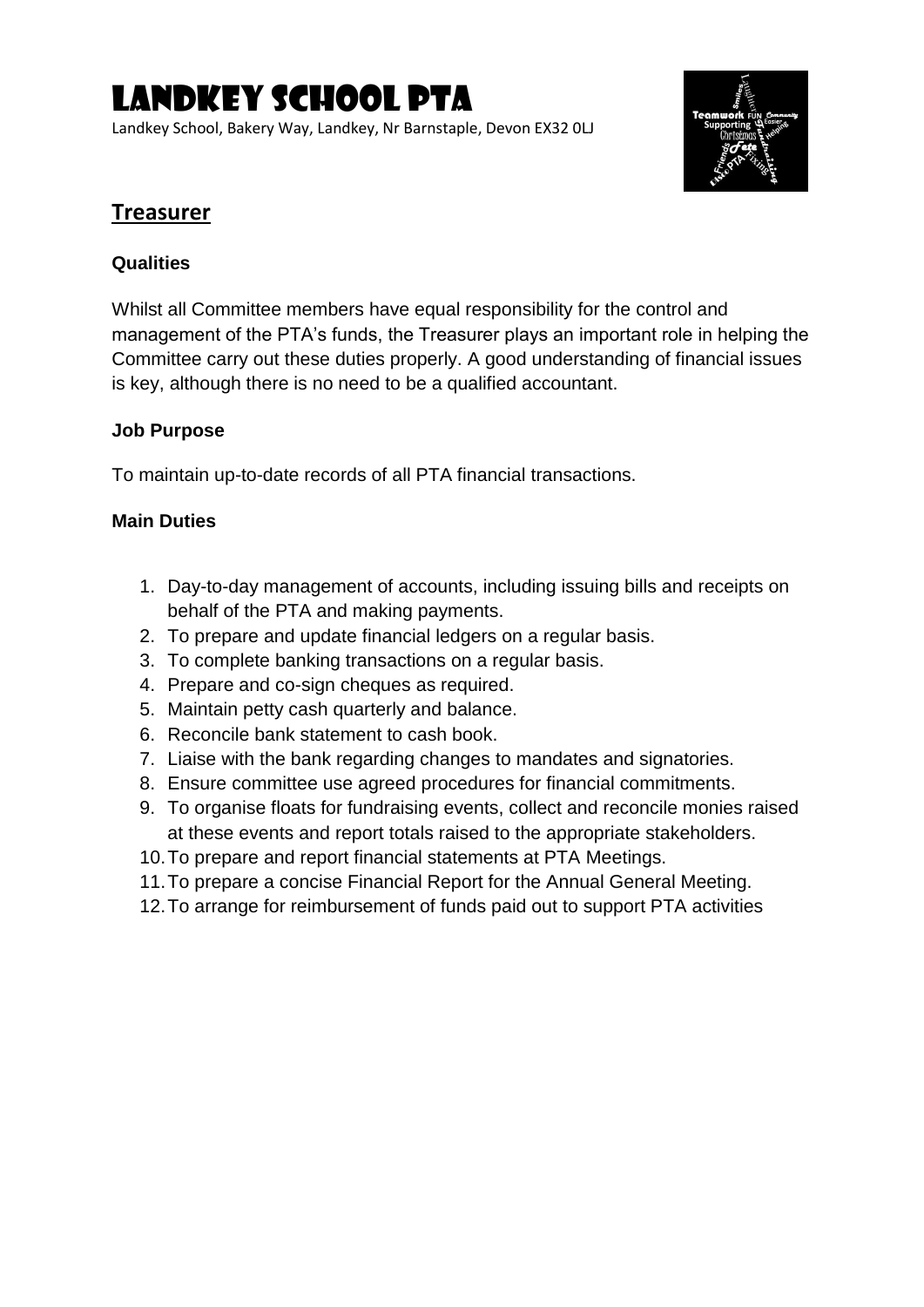# Landkey School PTA

Landkey School, Bakery Way, Landkey, Nr Barnstaple, Devon EX32 0LJ

## Treasurer

### Qualities

Whilst all Committee members have equal responsibility for the control and management of the PTA's funds, the Treasurer plays an important role in helping the Committee carry out these duties properly. A good understanding of financial issues is key, although there is no need to be a qualified accountant.

### Job Purpose

To maintain up-to-date records of all PTA financial transactions.

### Main Duties

1. Day-to-day management of accounts, including issuing bills and receipts on behalf of the PTA and making payments.
2. To prepare and update financial ledgers on a regular basis.
3. To complete banking transactions on a regular basis.
4. Prepare and co-sign cheques as required.
5. Maintain petty cash quarterly and balance.
6. Reconcile bank statement to cash book.
7. Liaise with the bank regarding changes to mandates and signatories.
8. Ensure committee use agreed procedures for financial commitments.
9. To organise floats for fundraising events, collect and reconcile monies raised at these events and report totals raised to the appropriate stakeholders.
10. To prepare and report financial statements at PTA Meetings.
11. To prepare a concise Financial Report for the Annual General Meeting.
12. To arrange for reimbursement of funds paid out to support PTA activities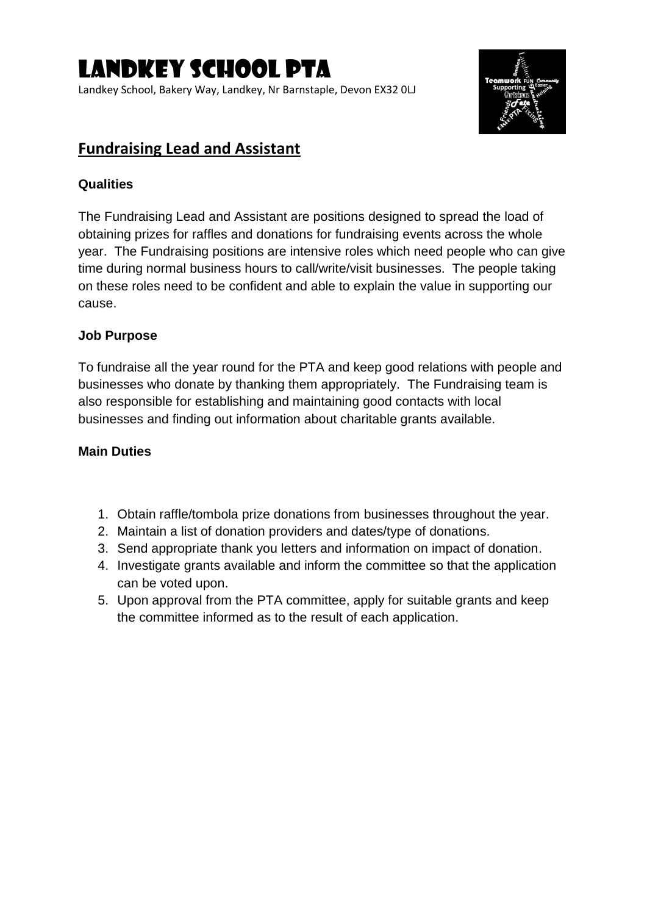# Landkey School PTA

Landkey School, Bakery Way, Landkey, Nr Barnstaple, Devon EX32 0LJ

## Fundraising Lead and Assistant

**Qualities**

The Fundraising Lead and Assistant are positions designed to spread the load of obtaining prizes for raffles and donations for fundraising events across the whole year. The Fundraising positions are intensive roles which need people who can give time during normal business hours to call/write/visit businesses. The people taking on these roles need to be confident and able to explain the value in supporting our cause.

**Job Purpose**

To fundraise all the year round for the PTA and keep good relations with people and businesses who donate by thanking them appropriately. The Fundraising team is also responsible for establishing and maintaining good contacts with local businesses and finding out information about charitable grants available.

**Main Duties**

1. Obtain raffle/tombola prize donations from businesses throughout the year.
2. Maintain a list of donation providers and dates/type of donations.
3. Send appropriate thank you letters and information on impact of donation.
4. Investigate grants available and inform the committee so that the application can be voted upon.
5. Upon approval from the PTA committee, apply for suitable grants and keep the committee informed as to the result of each application.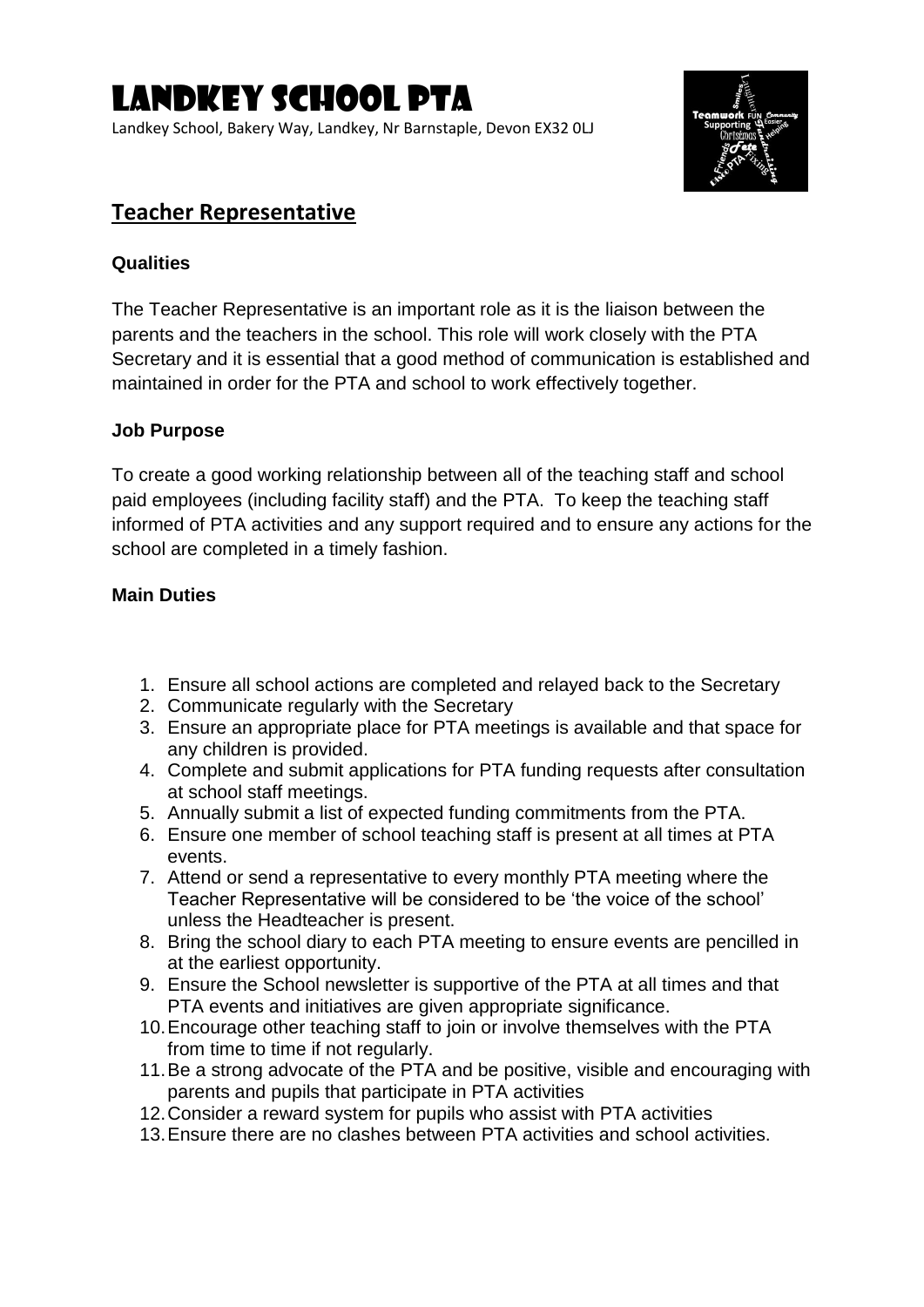# Landkey School PTA

Landkey School, Bakery Way, Landkey, Nr Barnstaple, Devon EX32 0LJ

## Teacher Representative

**Qualities**

The Teacher Representative is an important role as it is the liaison between the parents and the teachers in the school. This role will work closely with the PTA Secretary and it is essential that a good method of communication is established and maintained in order for the PTA and school to work effectively together.

**Job Purpose**

To create a good working relationship between all of the teaching staff and school paid employees (including facility staff) and the PTA. To keep the teaching staff informed of PTA activities and any support required and to ensure any actions for the school are completed in a timely fashion.

**Main Duties**

1. Ensure all school actions are completed and relayed back to the Secretary
2. Communicate regularly with the Secretary
3. Ensure an appropriate place for PTA meetings is available and that space for any children is provided.
4. Complete and submit applications for PTA funding requests after consultation at school staff meetings.
5. Annually submit a list of expected funding commitments from the PTA.
6. Ensure one member of school teaching staff is present at all times at PTA events.
7. Attend or send a representative to every monthly PTA meeting where the Teacher Representative will be considered to be 'the voice of the school' unless the Headteacher is present.
8. Bring the school diary to each PTA meeting to ensure events are pencilled in at the earliest opportunity.
9. Ensure the School newsletter is supportive of the PTA at all times and that PTA events and initiatives are given appropriate significance.
10. Encourage other teaching staff to join or involve themselves with the PTA from time to time if not regularly.
11. Be a strong advocate of the PTA and be positive, visible and encouraging with parents and pupils that participate in PTA activities
12. Consider a reward system for pupils who assist with PTA activities
13. Ensure there are no clashes between PTA activities and school activities.